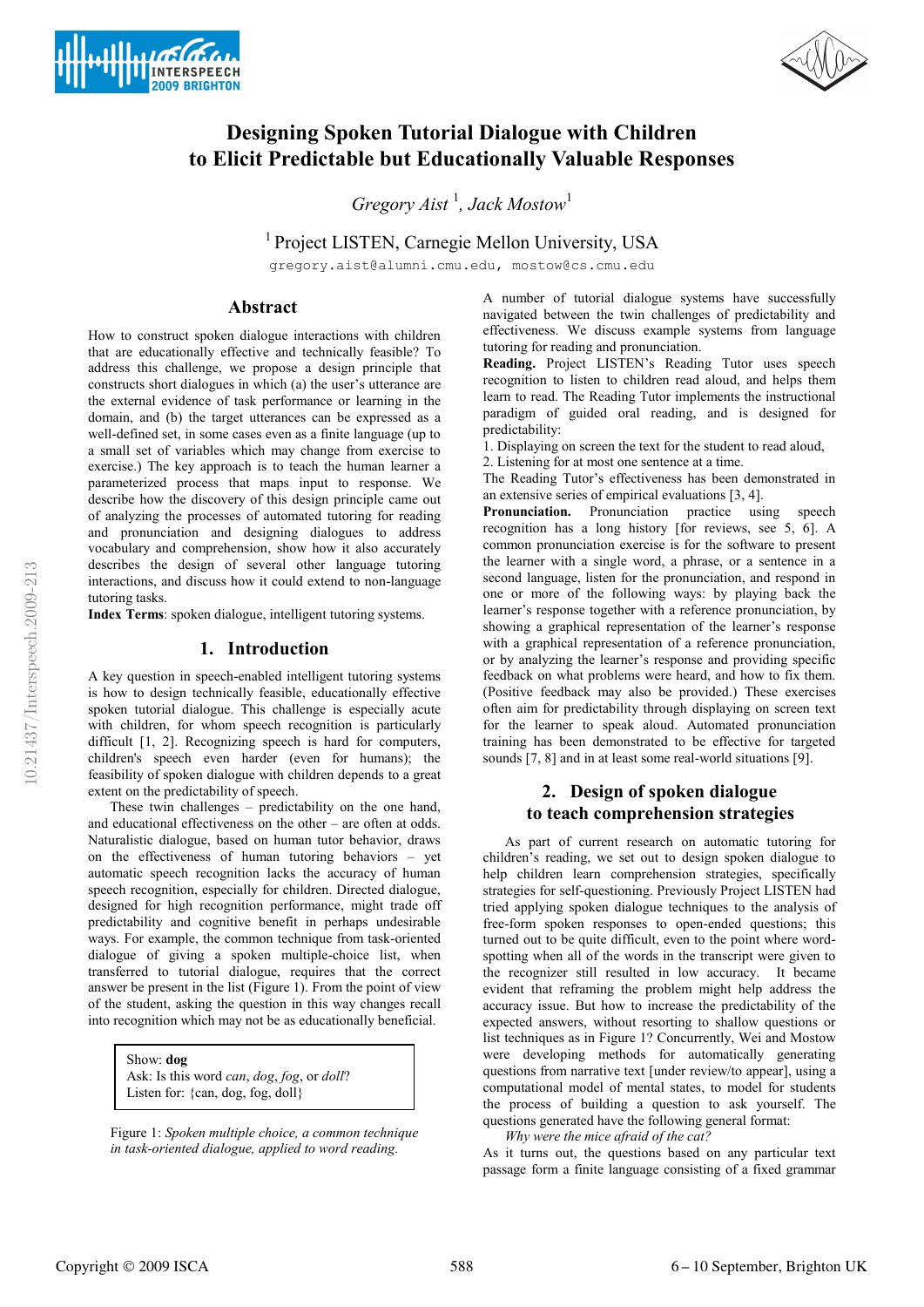# Designing Spoken Tutorial Dialogue with Children to Elicit Predictable but Educationally Valuable Responses

*Gregory Aist* [1], *Jack Mostow*[1]

[1] Project LISTEN, Carnegie Mellon University, USA

gregory.aist@alumni.cmu.edu, mostow@cs.cmu.edu

## Abstract

How to construct spoken dialogue interactions with children that are educationally effective and technically feasible? To address this challenge, we propose a design principle that constructs short dialogues in which (a) the user's utterance are the external evidence of task performance or learning in the domain, and (b) the target utterances can be expressed as a well-defined set, in some cases even as a finite language (up to a small set of variables which may change from exercise to exercise.) The key approach is to teach the human learner a parameterized process that maps input to response. We describe how the discovery of this design principle came out of analyzing the processes of automated tutoring for reading and pronunciation and designing dialogues to address vocabulary and comprehension, show how it also accurately describes the design of several other language tutoring interactions, and discuss how it could extend to non-language tutoring tasks.

**Index Terms**: spoken dialogue, intelligent tutoring systems.

## 1. Introduction

A key question in speech-enabled intelligent tutoring systems is how to design technically feasible, educationally effective spoken tutorial dialogue. This challenge is especially acute with children, for whom speech recognition is particularly difficult [1, 2]. Recognizing speech is hard for computers, children's speech even harder (even for humans); the feasibility of spoken dialogue with children depends to a great extent on the predictability of speech.

These twin challenges – predictability on the one hand, and educational effectiveness on the other – are often at odds. Naturalistic dialogue, based on human tutor behavior, draws on the effectiveness of human tutoring behaviors – yet automatic speech recognition lacks the accuracy of human speech recognition, especially for children. Directed dialogue, designed for high recognition performance, might trade off predictability and cognitive benefit in perhaps undesirable ways. For example, the common technique from task-oriented dialogue of giving a spoken multiple-choice list, when transferred to tutorial dialogue, requires that the correct answer be present in the list (Figure 1). From the point of view of the student, asking the question in this way changes recall into recognition which may not be as educationally beneficial.

> Show: **dog**
> Ask: Is this word *can*, *dog*, *fog*, or *doll*?
> Listen for: {can, dog, fog, doll}

Figure 1: *Spoken multiple choice, a common technique in task-oriented dialogue, applied to word reading.*

A number of tutorial dialogue systems have successfully navigated between the twin challenges of predictability and effectiveness. We discuss example systems from language tutoring for reading and pronunciation.

**Reading.** Project LISTEN's Reading Tutor uses speech recognition to listen to children read aloud, and helps them learn to read. The Reading Tutor implements the instructional paradigm of guided oral reading, and is designed for predictability:

1. Displaying on screen the text for the student to read aloud,
2. Listening for at most one sentence at a time.

The Reading Tutor's effectiveness has been demonstrated in an extensive series of empirical evaluations [3, 4].

**Pronunciation.** Pronunciation practice using speech recognition has a long history [for reviews, see 5, 6]. A common pronunciation exercise is for the software to present the learner with a single word, a phrase, or a sentence in a second language, listen for the pronunciation, and respond in one or more of the following ways: by playing back the learner's response together with a reference pronunciation, by showing a graphical representation of the learner's response with a graphical representation of a reference pronunciation, or by analyzing the learner's response and providing specific feedback on what problems were heard, and how to fix them. (Positive feedback may also be provided.) These exercises often aim for predictability through displaying on screen text for the learner to speak aloud. Automated pronunciation training has been demonstrated to be effective for targeted sounds [7, 8] and in at least some real-world situations [9].

## 2. Design of spoken dialogue to teach comprehension strategies

As part of current research on automatic tutoring for children's reading, we set out to design spoken dialogue to help children learn comprehension strategies, specifically strategies for self-questioning. Previously Project LISTEN had tried applying spoken dialogue techniques to the analysis of free-form spoken responses to open-ended questions; this turned out to be quite difficult, even to the point where word-spotting when all of the words in the transcript were given to the recognizer still resulted in low accuracy. It became evident that reframing the problem might help address the accuracy issue. But how to increase the predictability of the expected answers, without resorting to shallow questions or list techniques as in Figure 1? Concurrently, Wei and Mostow were developing methods for automatically generating questions from narrative text [under review/to appear], using a computational model of mental states, to model for students the process of building a question to ask yourself. The questions generated have the following general format:

*Why were the mice afraid of the cat?*

As it turns out, the questions based on any particular text passage form a finite language consisting of a fixed grammar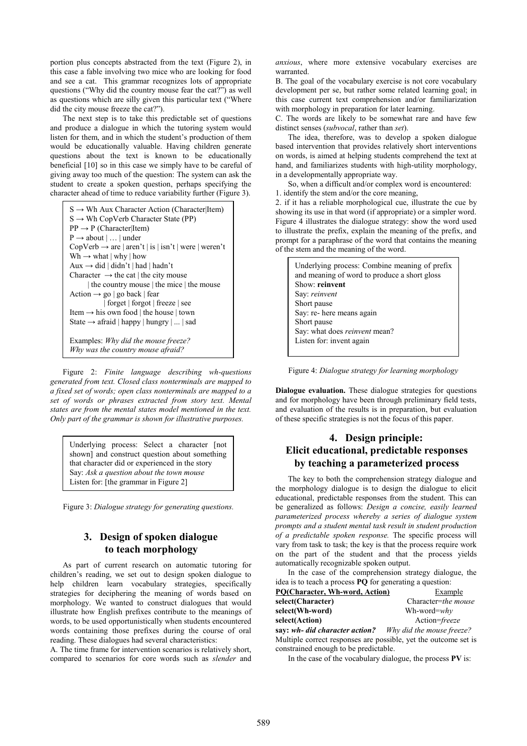portion plus concepts abstracted from the text (Figure 2), in this case a fable involving two mice who are looking for food and see a cat. This grammar recognizes lots of appropriate questions ("Why did the country mouse fear the cat?") as well as questions which are silly given this particular text ("Where did the city mouse freeze the cat?").

The next step is to take this predictable set of questions and produce a dialogue in which the tutoring system would listen for them, and in which the student's production of them would be educationally valuable. Having children generate questions about the text is known to be educationally beneficial [10] so in this case we simply have to be careful of giving away too much of the question: The system can ask the student to create a spoken question, perhaps specifying the character ahead of time to reduce variability further (Figure 3).

```
S → Wh Aux Character Action (Character|Item)
S → Wh CopVerb Character State (PP)
PP → P (Character|Item)
P → about | … | under
CopVerb → are | aren't | is | isn't | were | weren't
Wh → what | why | how
Aux → did | didn't | had | hadn't
Character → the cat | the city mouse
      | the country mouse | the mice | the mouse
Action → go | go back | fear
      | forget | forgot | freeze | see
Item → his own food | the house | town
State → afraid | happy | hungry | ... | sad

Examples: Why did the mouse freeze?
Why was the country mouse afraid?
```

Figure 2: *Finite language describing wh-questions generated from text. Closed class nonterminals are mapped to a fixed set of words; open class nonterminals are mapped to a set of words or phrases extracted from story text. Mental states are from the mental states model mentioned in the text. Only part of the grammar is shown for illustrative purposes.*

> Underlying process: Select a character [not shown] and construct question about something that character did or experienced in the story
> Say: *Ask a question about the town mouse*
> Listen for: [the grammar in Figure 2]

Figure 3: *Dialogue strategy for generating questions.*

## 3. Design of spoken dialogue to teach morphology

As part of current research on automatic tutoring for children's reading, we set out to design spoken dialogue to help children learn vocabulary strategies, specifically strategies for deciphering the meaning of words based on morphology. We wanted to construct dialogues that would illustrate how English prefixes contribute to the meanings of words, to be used opportunistically when students encountered words containing those prefixes during the course of oral reading. These dialogues had several characteristics:

A. The time frame for intervention scenarios is relatively short, compared to scenarios for core words such as *slender* and *anxious*, where more extensive vocabulary exercises are warranted.

B. The goal of the vocabulary exercise is not core vocabulary development per se, but rather some related learning goal; in this case current text comprehension and/or familiarization with morphology in preparation for later learning.

C. The words are likely to be somewhat rare and have few distinct senses (*subvocal*, rather than *set*).

The idea, therefore, was to develop a spoken dialogue based intervention that provides relatively short interventions on words, is aimed at helping students comprehend the text at hand, and familiarizes students with high-utility morphology, in a developmentally appropriate way.

So, when a difficult and/or complex word is encountered:

1. identify the stem and/or the core meaning,
2. if it has a reliable morphological cue, illustrate the cue by showing its use in that word (if appropriate) or a simpler word. Figure 4 illustrates the dialogue strategy: show the word used to illustrate the prefix, explain the meaning of the prefix, and prompt for a paraphrase of the word that contains the meaning of the stem and the meaning of the word.

> Underlying process: Combine meaning of prefix and meaning of word to produce a short gloss
> Show: **reinvent**
> Say: *reinvent*
> Short pause
> Say: re- here means again
> Short pause
> Say: what does *reinvent* mean?
> Listen for: invent again

Figure 4: *Dialogue strategy for learning morphology*

**Dialogue evaluation.** These dialogue strategies for questions and for morphology have been through preliminary field tests, and evaluation of the results is in preparation, but evaluation of these specific strategies is not the focus of this paper.

## 4. Design principle: Elicit educational, predictable responses by teaching a parameterized process

The key to both the comprehension strategy dialogue and the morphology dialogue is to design the dialogue to elicit educational, predictable responses from the student. This can be generalized as follows: *Design a concise, easily learned parameterized process whereby a series of dialogue system prompts and a student mental task result in student production of a predictable spoken response.* The specific process will vary from task to task; the key is that the process require work on the part of the student and that the process yields automatically recognizable spoken output.

In the case of the comprehension strategy dialogue, the idea is to teach a process **PQ** for generating a question:

| **PQ(Character, Wh-word, Action)** | Example |
|---|---|
| **select(Character)** | Character=*the mouse* |
| **select(Wh-word)** | Wh-word=*why* |
| **select(Action)** | Action=*freeze* |
| **say:** ***wh- did character action?*** | *Why did the mouse freeze?* |

Multiple correct responses are possible, yet the outcome set is constrained enough to be predictable.

In the case of the vocabulary dialogue, the process **PV** is: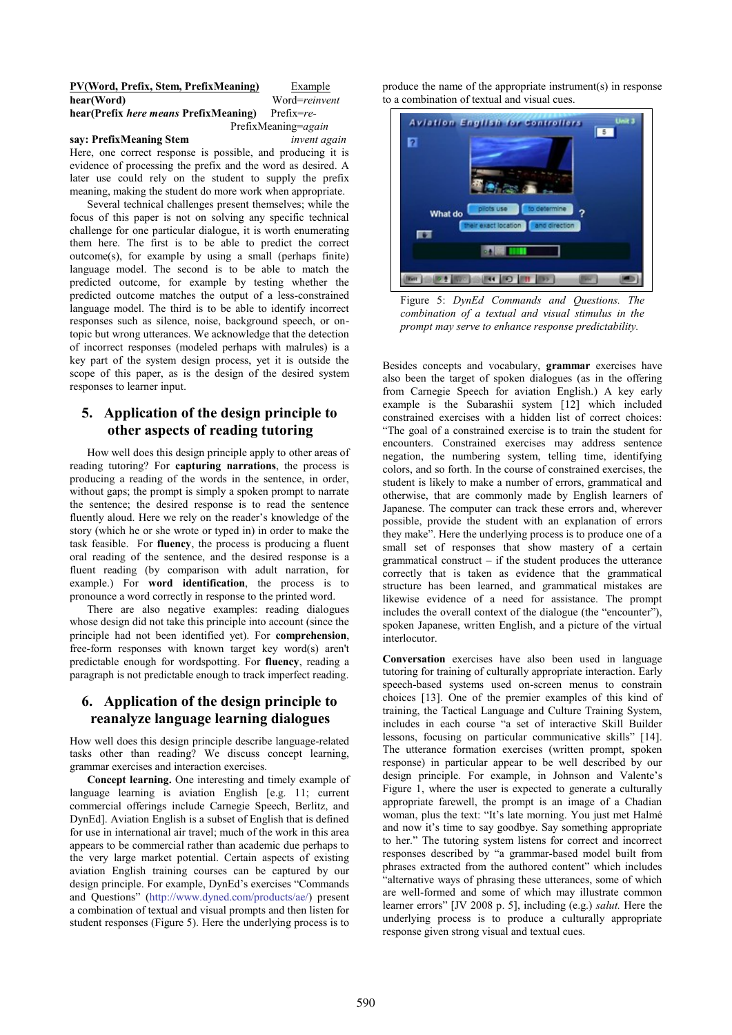**PV(Word, Prefix, Stem, PrefixMeaning)** Example
**hear(Word)** Word=*reinvent*
**hear(Prefix *here means* PrefixMeaning)** Prefix=*re-* PrefixMeaning=*again*
**say: PrefixMeaning Stem** *invent again*

Here, one correct response is possible, and producing it is evidence of processing the prefix and the word as desired. A later use could rely on the student to supply the prefix meaning, making the student do more work when appropriate.

Several technical challenges present themselves; while the focus of this paper is not on solving any specific technical challenge for one particular dialogue, it is worth enumerating them here. The first is to be able to predict the correct outcome(s), for example by using a small (perhaps finite) language model. The second is to be able to match the predicted outcome, for example by testing whether the predicted outcome matches the output of a less-constrained language model. The third is to be able to identify incorrect responses such as silence, noise, background speech, or on-topic but wrong utterances. We acknowledge that the detection of incorrect responses (modeled perhaps with malrules) is a key part of the system design process, yet it is outside the scope of this paper, as is the design of the desired system responses to learner input.

## 5. Application of the design principle to other aspects of reading tutoring

How well does this design principle apply to other areas of reading tutoring? For **capturing narrations**, the process is producing a reading of the words in the sentence, in order, without gaps; the prompt is simply a spoken prompt to narrate the sentence; the desired response is to read the sentence fluently aloud. Here we rely on the reader's knowledge of the story (which he or she wrote or typed in) in order to make the task feasible. For **fluency**, the process is producing a fluent oral reading of the sentence, and the desired response is a fluent reading (by comparison with adult narration, for example.) For **word identification**, the process is to pronounce a word correctly in response to the printed word.

There are also negative examples: reading dialogues whose design did not take this principle into account (since the principle had not been identified yet). For **comprehension**, free-form responses with known target key word(s) aren't predictable enough for wordspotting. For **fluency**, reading a paragraph is not predictable enough to track imperfect reading.

## 6. Application of the design principle to reanalyze language learning dialogues

How well does this design principle describe language-related tasks other than reading? We discuss concept learning, grammar exercises and interaction exercises.

**Concept learning.** One interesting and timely example of language learning is aviation English [e.g. 11; current commercial offerings include Carnegie Speech, Berlitz, and DynEd]. Aviation English is a subset of English that is defined for use in international air travel; much of the work in this area appears to be commercial rather than academic due perhaps to the very large market potential. Certain aspects of existing aviation English training courses can be captured by our design principle. For example, DynEd's exercises "Commands and Questions" (http://www.dyned.com/products/ae/) present a combination of textual and visual prompts and then listen for student responses (Figure 5). Here the underlying process is to produce the name of the appropriate instrument(s) in response to a combination of textual and visual cues.

Figure 5: *DynEd Commands and Questions. The combination of a textual and visual stimulus in the prompt may serve to enhance response predictability.*

Besides concepts and vocabulary, **grammar** exercises have also been the target of spoken dialogues (as in the offering from Carnegie Speech for aviation English.) A key early example is the Subarashii system [12] which included constrained exercises with a hidden list of correct choices: "The goal of a constrained exercise is to train the student for encounters. Constrained exercises may address sentence negation, the numbering system, telling time, identifying colors, and so forth. In the course of constrained exercises, the student is likely to make a number of errors, grammatical and otherwise, that are commonly made by English learners of Japanese. The computer can track these errors and, wherever possible, provide the student with an explanation of errors they make". Here the underlying process is to produce one of a small set of responses that show mastery of a certain grammatical construct – if the student produces the utterance correctly that is taken as evidence that the grammatical structure has been learned, and grammatical mistakes are likewise evidence of a need for assistance. The prompt includes the overall context of the dialogue (the "encounter"), spoken Japanese, written English, and a picture of the virtual interlocutor.

**Conversation** exercises have also been used in language tutoring for training of culturally appropriate interaction. Early speech-based systems used on-screen menus to constrain choices [13]. One of the premier examples of this kind of training, the Tactical Language and Culture Training System, includes in each course "a set of interactive Skill Builder lessons, focusing on particular communicative skills" [14]. The utterance formation exercises (written prompt, spoken response) in particular appear to be well described by our design principle. For example, in Johnson and Valente's Figure 1, where the user is expected to generate a culturally appropriate farewell, the prompt is an image of a Chadian woman, plus the text: "It's late morning. You just met Halmé and now it's time to say goodbye. Say something appropriate to her." The tutoring system listens for correct and incorrect responses described by "a grammar-based model built from phrases extracted from the authored content" which includes "alternative ways of phrasing these utterances, some of which are well-formed and some of which may illustrate common learner errors" [JV 2008 p. 5], including (e.g.) *salut.* Here the underlying process is to produce a culturally appropriate response given strong visual and textual cues.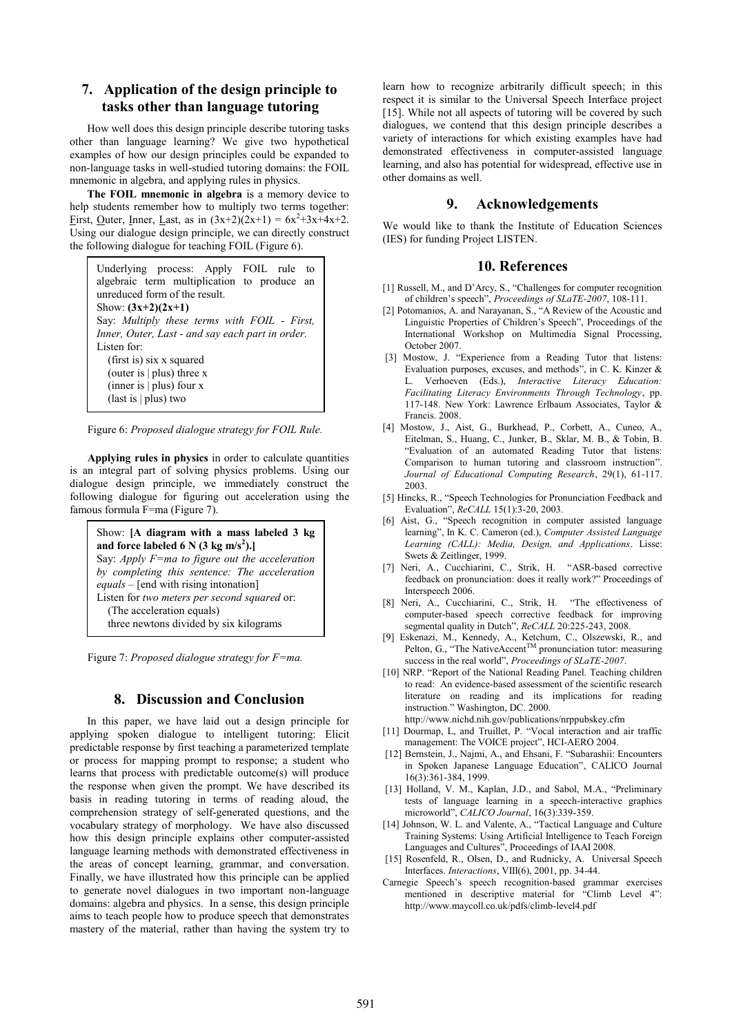## 7. Application of the design principle to tasks other than language tutoring

How well does this design principle describe tutoring tasks other than language learning? We give two hypothetical examples of how our design principles could be expanded to non-language tasks in well-studied tutoring domains: the FOIL mnemonic in algebra, and applying rules in physics.

**The FOIL mnemonic in algebra** is a memory device to help students remember how to multiply two terms together: First, Outer, Inner, Last, as in $(3x+2)(2x+1) = 6x^2+3x+4x+2$. Using our dialogue design principle, we can directly construct the following dialogue for teaching FOIL (Figure 6).

> Underlying process: Apply FOIL rule to algebraic term multiplication to produce an unreduced form of the result.
> Show: **(3x+2)(2x+1)**
> Say: *Multiply these terms with FOIL - First, Inner, Outer, Last - and say each part in order.*
> Listen for:
>   (first is) six x squared
>   (outer is | plus) three x
>   (inner is | plus) four x
>   (last is | plus) two

Figure 6: *Proposed dialogue strategy for FOIL Rule.*

**Applying rules in physics** in order to calculate quantities is an integral part of solving physics problems. Using our dialogue design principle, we immediately construct the following dialogue for figuring out acceleration using the famous formula F=ma (Figure 7).

> Show: **[A diagram with a mass labeled 3 kg and force labeled 6 N (3 kg m/s$^2$).]**
> Say: *Apply F=ma to figure out the acceleration by completing this sentence: The acceleration equals* – [end with rising intonation]
> Listen for *two meters per second squared* or:
>   (The acceleration equals)
>   three newtons divided by six kilograms

Figure 7: *Proposed dialogue strategy for F=ma.*

## 8. Discussion and Conclusion

In this paper, we have laid out a design principle for applying spoken dialogue to intelligent tutoring: Elicit predictable response by first teaching a parameterized template or process for mapping prompt to response; a student who learns that process with predictable outcome(s) will produce the response when given the prompt. We have described its basis in reading tutoring in terms of reading aloud, the comprehension strategy of self-generated questions, and the vocabulary strategy of morphology. We have also discussed how this design principle explains other computer-assisted language learning methods with demonstrated effectiveness in the areas of concept learning, grammar, and conversation. Finally, we have illustrated how this principle can be applied to generate novel dialogues in two important non-language domains: algebra and physics. In a sense, this design principle aims to teach people how to produce speech that demonstrates mastery of the material, rather than having the system try to learn how to recognize arbitrarily difficult speech; in this respect it is similar to the Universal Speech Interface project [15]. While not all aspects of tutoring will be covered by such dialogues, we contend that this design principle describes a variety of interactions for which existing examples have had demonstrated effectiveness in computer-assisted language learning, and also has potential for widespread, effective use in other domains as well.

## 9. Acknowledgements

We would like to thank the Institute of Education Sciences (IES) for funding Project LISTEN.

## 10. References

[1] Russell, M., and D'Arcy, S., "Challenges for computer recognition of children's speech", *Proceedings of SLaTE-2007*, 108-111.

[2] Potomanios, A. and Narayanan, S., "A Review of the Acoustic and Linguistic Properties of Children's Speech", Proceedings of the International Workshop on Multimedia Signal Processing, October 2007.

[3] Mostow, J. "Experience from a Reading Tutor that listens: Evaluation purposes, excuses, and methods", in C. K. Kinzer & L. Verhoeven (Eds.), *Interactive Literacy Education: Facilitating Literacy Environments Through Technology*, pp. 117-148. New York: Lawrence Erlbaum Associates, Taylor & Francis. 2008.

[4] Mostow, J., Aist, G., Burkhead, P., Corbett, A., Cuneo, A., Eitelman, S., Huang, C., Junker, B., Sklar, M. B., & Tobin, B. "Evaluation of an automated Reading Tutor that listens: Comparison to human tutoring and classroom instruction". *Journal of Educational Computing Research*, 29(1), 61-117. 2003.

[5] Hincks, R., "Speech Technologies for Pronunciation Feedback and Evaluation", *ReCALL* 15(1):3-20, 2003.

[6] Aist, G., "Speech recognition in computer assisted language learning", In K. C. Cameron (ed.), *Computer Assisted Language Learning (CALL): Media, Design, and Applications*. Lisse: Swets & Zeitlinger, 1999.

[7] Neri, A., Cucchiarini, C., Strik, H. "ASR-based corrective feedback on pronunciation: does it really work?" Proceedings of Interspeech 2006.

[8] Neri, A., Cucchiarini, C., Strik, H. "The effectiveness of computer-based speech corrective feedback for improving segmental quality in Dutch", *ReCALL* 20:225-243, 2008.

[9] Eskenazi, M., Kennedy, A., Ketchum, C., Olszewski, R., and Pelton, G., "The NativeAccent™ pronunciation tutor: measuring success in the real world", *Proceedings of SLaTE-2007*.

[10] NRP. "Report of the National Reading Panel. Teaching children to read: An evidence-based assessment of the scientific research literature on reading and its implications for reading instruction." Washington, DC. 2000. http://www.nichd.nih.gov/publications/nrppubskey.cfm

[11] Dourmap, L, and Truillet, P. "Vocal interaction and air traffic management: The VOICE project", HCI-AERO 2004.

[12] Bernstein, J., Najmi, A., and Ehsani, F. "Subarashii: Encounters in Spoken Japanese Language Education", CALICO Journal 16(3):361-384, 1999.

[13] Holland, V. M., Kaplan, J.D., and Sabol, M.A., "Preliminary tests of language learning in a speech-interactive graphics microworld", *CALICO Journal*, 16(3):339-359.

[14] Johnson, W. L. and Valente, A., "Tactical Language and Culture Training Systems: Using Artificial Intelligence to Teach Foreign Languages and Cultures", Proceedings of IAAI 2008.

[15] Rosenfeld, R., Olsen, D., and Rudnicky, A. Universal Speech Interfaces. *Interactions*, VIII(6), 2001, pp. 34-44.

Carnegie Speech's speech recognition-based grammar exercises mentioned in descriptive material for "Climb Level 4": http://www.maycoll.co.uk/pdfs/climb-level4.pdf